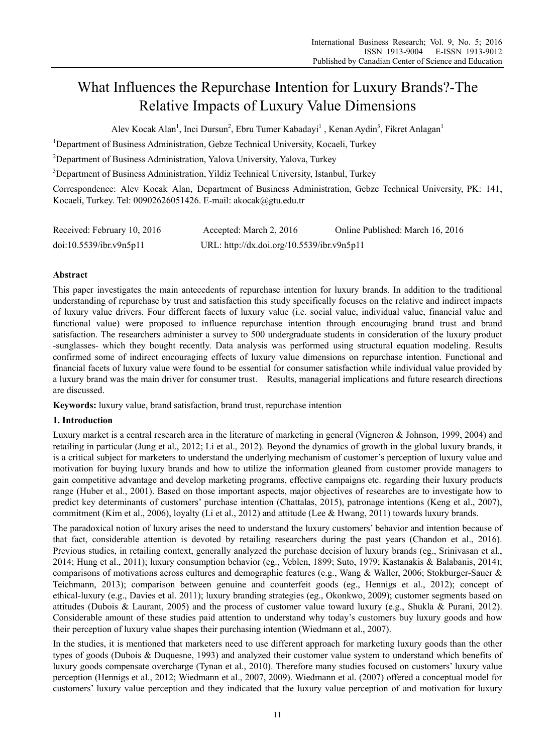# What Influences the Repurchase Intention for Luxury Brands?-The Relative Impacts of Luxury Value Dimensions

Alev Kocak Alan[1], Inci Dursun[2], Ebru Tumer Kabadayi[1], Kenan Aydin[3], Fikret Anlagan[1]

[1]Department of Business Administration, Gebze Technical University, Kocaeli, Turkey

[2]Department of Business Administration, Yalova University, Yalova, Turkey

[3]Department of Business Administration, Yildiz Technical University, Istanbul, Turkey

Correspondence: Alev Kocak Alan, Department of Business Administration, Gebze Technical University, PK: 141, Kocaeli, Turkey. Tel: 00902626051426. E-mail: akocak@gtu.edu.tr

Received: February 10, 2016 Accepted: March 2, 2016 Online Published: March 16, 2016

doi:10.5539/ibr.v9n5p11 URL: http://dx.doi.org/10.5539/ibr.v9n5p11

## Abstract

This paper investigates the main antecedents of repurchase intention for luxury brands. In addition to the traditional understanding of repurchase by trust and satisfaction this study specifically focuses on the relative and indirect impacts of luxury value drivers. Four different facets of luxury value (i.e. social value, individual value, financial value and functional value) were proposed to influence repurchase intention through encouraging brand trust and brand satisfaction. The researchers administer a survey to 500 undergraduate students in consideration of the luxury product -sunglasses- which they bought recently. Data analysis was performed using structural equation modeling. Results confirmed some of indirect encouraging effects of luxury value dimensions on repurchase intention. Functional and financial facets of luxury value were found to be essential for consumer satisfaction while individual value provided by a luxury brand was the main driver for consumer trust. Results, managerial implications and future research directions are discussed.

**Keywords:** luxury value, brand satisfaction, brand trust, repurchase intention

## 1. Introduction

Luxury market is a central research area in the literature of marketing in general (Vigneron & Johnson, 1999, 2004) and retailing in particular (Jung et al., 2012; Li et al., 2012). Beyond the dynamics of growth in the global luxury brands, it is a critical subject for marketers to understand the underlying mechanism of customer's perception of luxury value and motivation for buying luxury brands and how to utilize the information gleaned from customer provide managers to gain competitive advantage and develop marketing programs, effective campaigns etc. regarding their luxury products range (Huber et al., 2001). Based on those important aspects, major objectives of researches are to investigate how to predict key determinants of customers' purchase intention (Chattalas, 2015), patronage intentions (Keng et al., 2007), commitment (Kim et al., 2006), loyalty (Li et al., 2012) and attitude (Lee & Hwang, 2011) towards luxury brands.

The paradoxical notion of luxury arises the need to understand the luxury customers' behavior and intention because of that fact, considerable attention is devoted by retailing researchers during the past years (Chandon et al., 2016). Previous studies, in retailing context, generally analyzed the purchase decision of luxury brands (eg., Srinivasan et al., 2014; Hung et al., 2011); luxury consumption behavior (eg., Veblen, 1899; Suto, 1979; Kastanakis & Balabanis, 2014); comparisons of motivations across cultures and demographic features (e.g., Wang & Waller, 2006; Stokburger-Sauer & Teichmann, 2013); comparison between genuine and counterfeit goods (eg., Hennigs et al., 2012); concept of ethical-luxury (e.g., Davies et al. 2011); luxury branding strategies (eg., Okonkwo, 2009); customer segments based on attitudes (Dubois & Laurant, 2005) and the process of customer value toward luxury (e.g., Shukla & Purani, 2012). Considerable amount of these studies paid attention to understand why today's customers buy luxury goods and how their perception of luxury value shapes their purchasing intention (Wiedmann et al., 2007).

In the studies, it is mentioned that marketers need to use different approach for marketing luxury goods than the other types of goods (Dubois & Duquesne, 1993) and analyzed their customer value system to understand which benefits of luxury goods compensate overcharge (Tynan et al., 2010). Therefore many studies focused on customers' luxury value perception (Hennigs et al., 2012; Wiedmann et al., 2007, 2009). Wiedmann et al. (2007) offered a conceptual model for customers' luxury value perception and they indicated that the luxury value perception of and motivation for luxury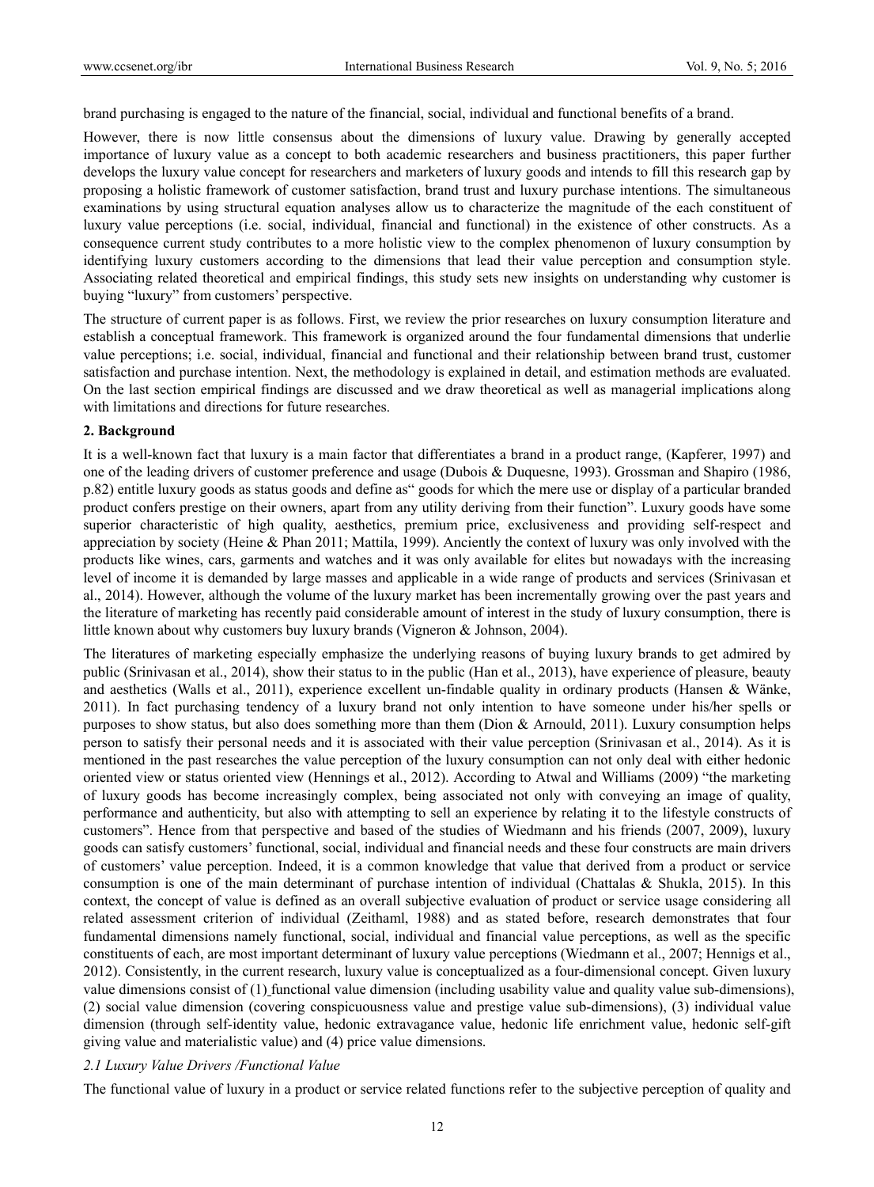brand purchasing is engaged to the nature of the financial, social, individual and functional benefits of a brand.

However, there is now little consensus about the dimensions of luxury value. Drawing by generally accepted importance of luxury value as a concept to both academic researchers and business practitioners, this paper further develops the luxury value concept for researchers and marketers of luxury goods and intends to fill this research gap by proposing a holistic framework of customer satisfaction, brand trust and luxury purchase intentions. The simultaneous examinations by using structural equation analyses allow us to characterize the magnitude of the each constituent of luxury value perceptions (i.e. social, individual, financial and functional) in the existence of other constructs. As a consequence current study contributes to a more holistic view to the complex phenomenon of luxury consumption by identifying luxury customers according to the dimensions that lead their value perception and consumption style. Associating related theoretical and empirical findings, this study sets new insights on understanding why customer is buying "luxury" from customers' perspective.

The structure of current paper is as follows. First, we review the prior researches on luxury consumption literature and establish a conceptual framework. This framework is organized around the four fundamental dimensions that underlie value perceptions; i.e. social, individual, financial and functional and their relationship between brand trust, customer satisfaction and purchase intention. Next, the methodology is explained in detail, and estimation methods are evaluated. On the last section empirical findings are discussed and we draw theoretical as well as managerial implications along with limitations and directions for future researches.

## 2. Background

It is a well-known fact that luxury is a main factor that differentiates a brand in a product range, (Kapferer, 1997) and one of the leading drivers of customer preference and usage (Dubois & Duquesne, 1993). Grossman and Shapiro (1986, p.82) entitle luxury goods as status goods and define as" goods for which the mere use or display of a particular branded product confers prestige on their owners, apart from any utility deriving from their function". Luxury goods have some superior characteristic of high quality, aesthetics, premium price, exclusiveness and providing self-respect and appreciation by society (Heine & Phan 2011; Mattila, 1999). Anciently the context of luxury was only involved with the products like wines, cars, garments and watches and it was only available for elites but nowadays with the increasing level of income it is demanded by large masses and applicable in a wide range of products and services (Srinivasan et al., 2014). However, although the volume of the luxury market has been incrementally growing over the past years and the literature of marketing has recently paid considerable amount of interest in the study of luxury consumption, there is little known about why customers buy luxury brands (Vigneron & Johnson, 2004).

The literatures of marketing especially emphasize the underlying reasons of buying luxury brands to get admired by public (Srinivasan et al., 2014), show their status to in the public (Han et al., 2013), have experience of pleasure, beauty and aesthetics (Walls et al., 2011), experience excellent un-findable quality in ordinary products (Hansen & Wänke, 2011). In fact purchasing tendency of a luxury brand not only intention to have someone under his/her spells or purposes to show status, but also does something more than them (Dion & Arnould, 2011). Luxury consumption helps person to satisfy their personal needs and it is associated with their value perception (Srinivasan et al., 2014). As it is mentioned in the past researches the value perception of the luxury consumption can not only deal with either hedonic oriented view or status oriented view (Hennings et al., 2012). According to Atwal and Williams (2009) "the marketing of luxury goods has become increasingly complex, being associated not only with conveying an image of quality, performance and authenticity, but also with attempting to sell an experience by relating it to the lifestyle constructs of customers". Hence from that perspective and based of the studies of Wiedmann and his friends (2007, 2009), luxury goods can satisfy customers' functional, social, individual and financial needs and these four constructs are main drivers of customers' value perception. Indeed, it is a common knowledge that value that derived from a product or service consumption is one of the main determinant of purchase intention of individual (Chattalas & Shukla, 2015). In this context, the concept of value is defined as an overall subjective evaluation of product or service usage considering all related assessment criterion of individual (Zeithaml, 1988) and as stated before, research demonstrates that four fundamental dimensions namely functional, social, individual and financial value perceptions, as well as the specific constituents of each, are most important determinant of luxury value perceptions (Wiedmann et al., 2007; Hennigs et al., 2012). Consistently, in the current research, luxury value is conceptualized as a four-dimensional concept. Given luxury value dimensions consist of (1) functional value dimension (including usability value and quality value sub-dimensions), (2) social value dimension (covering conspicuousness value and prestige value sub-dimensions), (3) individual value dimension (through self-identity value, hedonic extravagance value, hedonic life enrichment value, hedonic self-gift giving value and materialistic value) and (4) price value dimensions.

### *2.1 Luxury Value Drivers /Functional Value*

The functional value of luxury in a product or service related functions refer to the subjective perception of quality and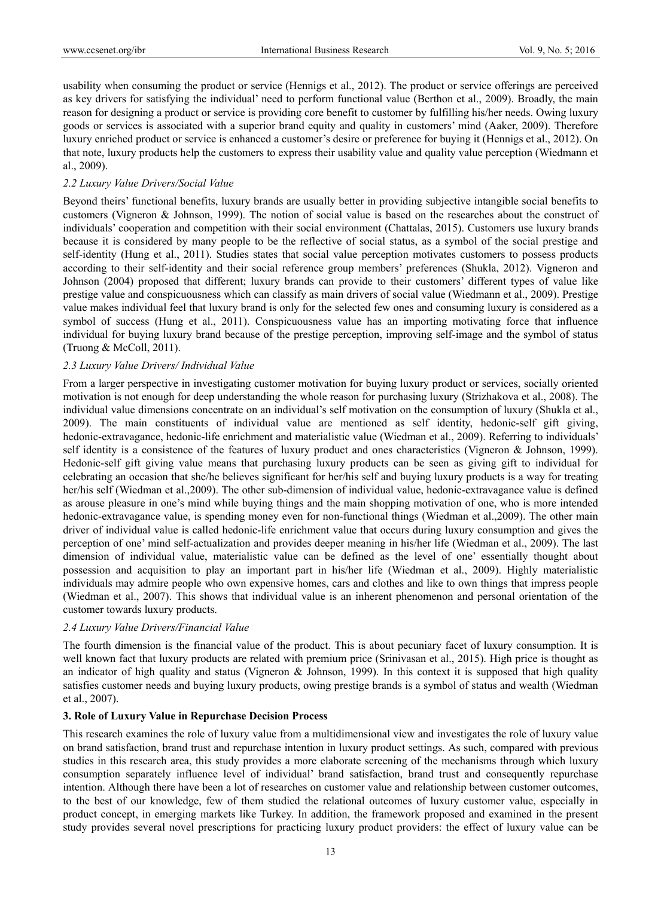usability when consuming the product or service (Hennigs et al., 2012). The product or service offerings are perceived as key drivers for satisfying the individual' need to perform functional value (Berthon et al., 2009). Broadly, the main reason for designing a product or service is providing core benefit to customer by fulfilling his/her needs. Owing luxury goods or services is associated with a superior brand equity and quality in customers' mind (Aaker, 2009). Therefore luxury enriched product or service is enhanced a customer's desire or preference for buying it (Hennigs et al., 2012). On that note, luxury products help the customers to express their usability value and quality value perception (Wiedmann et al., 2009).

### *2.2 Luxury Value Drivers/Social Value*

Beyond theirs' functional benefits, luxury brands are usually better in providing subjective intangible social benefits to customers (Vigneron & Johnson, 1999). The notion of social value is based on the researches about the construct of individuals' cooperation and competition with their social environment (Chattalas, 2015). Customers use luxury brands because it is considered by many people to be the reflective of social status, as a symbol of the social prestige and self-identity (Hung et al., 2011). Studies states that social value perception motivates customers to possess products according to their self-identity and their social reference group members' preferences (Shukla, 2012). Vigneron and Johnson (2004) proposed that different; luxury brands can provide to their customers' different types of value like prestige value and conspicuousness which can classify as main drivers of social value (Wiedmann et al., 2009). Prestige value makes individual feel that luxury brand is only for the selected few ones and consuming luxury is considered as a symbol of success (Hung et al., 2011). Conspicuousness value has an importing motivating force that influence individual for buying luxury brand because of the prestige perception, improving self-image and the symbol of status (Truong & McColl, 2011).

### *2.3 Luxury Value Drivers/ Individual Value*

From a larger perspective in investigating customer motivation for buying luxury product or services, socially oriented motivation is not enough for deep understanding the whole reason for purchasing luxury (Strizhakova et al., 2008). The individual value dimensions concentrate on an individual's self motivation on the consumption of luxury (Shukla et al., 2009). The main constituents of individual value are mentioned as self identity, hedonic-self gift giving, hedonic-extravagance, hedonic-life enrichment and materialistic value (Wiedman et al., 2009). Referring to individuals' self identity is a consistence of the features of luxury product and ones characteristics (Vigneron & Johnson, 1999). Hedonic-self gift giving value means that purchasing luxury products can be seen as giving gift to individual for celebrating an occasion that she/he believes significant for her/his self and buying luxury products is a way for treating her/his self (Wiedman et al.,2009). The other sub-dimension of individual value, hedonic-extravagance value is defined as arouse pleasure in one's mind while buying things and the main shopping motivation of one, who is more intended hedonic-extravagance value, is spending money even for non-functional things (Wiedman et al.,2009). The other main driver of individual value is called hedonic-life enrichment value that occurs during luxury consumption and gives the perception of one' mind self-actualization and provides deeper meaning in his/her life (Wiedman et al., 2009). The last dimension of individual value, materialistic value can be defined as the level of one' essentially thought about possession and acquisition to play an important part in his/her life (Wiedman et al., 2009). Highly materialistic individuals may admire people who own expensive homes, cars and clothes and like to own things that impress people (Wiedman et al., 2007). This shows that individual value is an inherent phenomenon and personal orientation of the customer towards luxury products.

### *2.4 Luxury Value Drivers/Financial Value*

The fourth dimension is the financial value of the product. This is about pecuniary facet of luxury consumption. It is well known fact that luxury products are related with premium price (Srinivasan et al., 2015). High price is thought as an indicator of high quality and status (Vigneron & Johnson, 1999). In this context it is supposed that high quality satisfies customer needs and buying luxury products, owing prestige brands is a symbol of status and wealth (Wiedman et al., 2007).

## **3. Role of Luxury Value in Repurchase Decision Process**

This research examines the role of luxury value from a multidimensional view and investigates the role of luxury value on brand satisfaction, brand trust and repurchase intention in luxury product settings. As such, compared with previous studies in this research area, this study provides a more elaborate screening of the mechanisms through which luxury consumption separately influence level of individual' brand satisfaction, brand trust and consequently repurchase intention. Although there have been a lot of researches on customer value and relationship between customer outcomes, to the best of our knowledge, few of them studied the relational outcomes of luxury customer value, especially in product concept, in emerging markets like Turkey. In addition, the framework proposed and examined in the present study provides several novel prescriptions for practicing luxury product providers: the effect of luxury value can be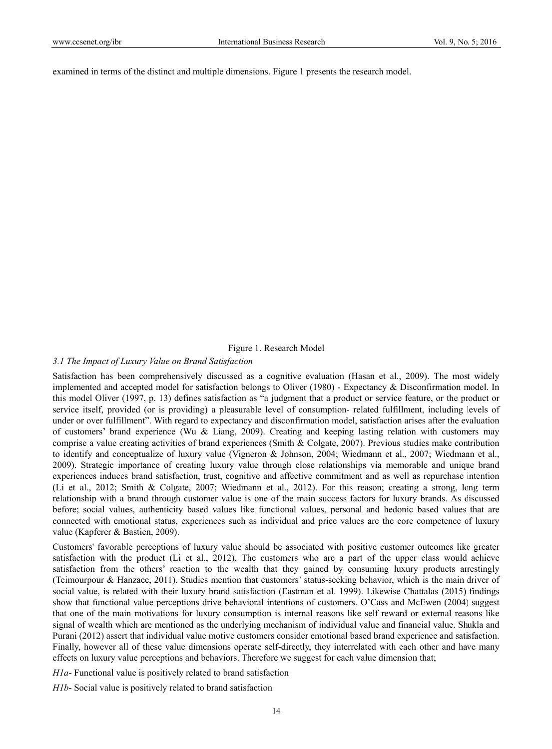examined in terms of the distinct and multiple dimensions. Figure 1 presents the research model.

Figure 1. Research Model

### *3.1 The Impact of Luxury Value on Brand Satisfaction*

Satisfaction has been comprehensively discussed as a cognitive evaluation (Hasan et al., 2009). The most widely implemented and accepted model for satisfaction belongs to Oliver (1980) - Expectancy & Disconfirmation model. In this model Oliver (1997, p. 13) defines satisfaction as "a judgment that a product or service feature, or the product or service itself, provided (or is providing) a pleasurable level of consumption- related fulfillment, including levels of under or over fulfillment". With regard to expectancy and disconfirmation model, satisfaction arises after the evaluation of customers' brand experience (Wu & Liang, 2009). Creating and keeping lasting relation with customers may comprise a value creating activities of brand experiences (Smith & Colgate, 2007). Previous studies make contribution to identify and conceptualize of luxury value (Vigneron & Johnson, 2004; Wiedmann et al., 2007; Wiedmann et al., 2009). Strategic importance of creating luxury value through close relationships via memorable and unique brand experiences induces brand satisfaction, trust, cognitive and affective commitment and as well as repurchase intention (Li et al., 2012; Smith & Colgate, 2007; Wiedmann et al., 2012). For this reason; creating a strong, long term relationship with a brand through customer value is one of the main success factors for luxury brands. As discussed before; social values, authenticity based values like functional values, personal and hedonic based values that are connected with emotional status, experiences such as individual and price values are the core competence of luxury value (Kapferer & Bastien, 2009).

Customers' favorable perceptions of luxury value should be associated with positive customer outcomes like greater satisfaction with the product (Li et al., 2012). The customers who are a part of the upper class would achieve satisfaction from the others' reaction to the wealth that they gained by consuming luxury products arrestingly (Teimourpour & Hanzaee, 2011). Studies mention that customers' status-seeking behavior, which is the main driver of social value, is related with their luxury brand satisfaction (Eastman et al. 1999). Likewise Chattalas (2015) findings show that functional value perceptions drive behavioral intentions of customers. O'Cass and McEwen (2004) suggest that one of the main motivations for luxury consumption is internal reasons like self reward or external reasons like signal of wealth which are mentioned as the underlying mechanism of individual value and financial value. Shukla and Purani (2012) assert that individual value motive customers consider emotional based brand experience and satisfaction. Finally, however all of these value dimensions operate self-directly, they interrelated with each other and have many effects on luxury value perceptions and behaviors. Therefore we suggest for each value dimension that;

*H1a*- Functional value is positively related to brand satisfaction

*H1b*- Social value is positively related to brand satisfaction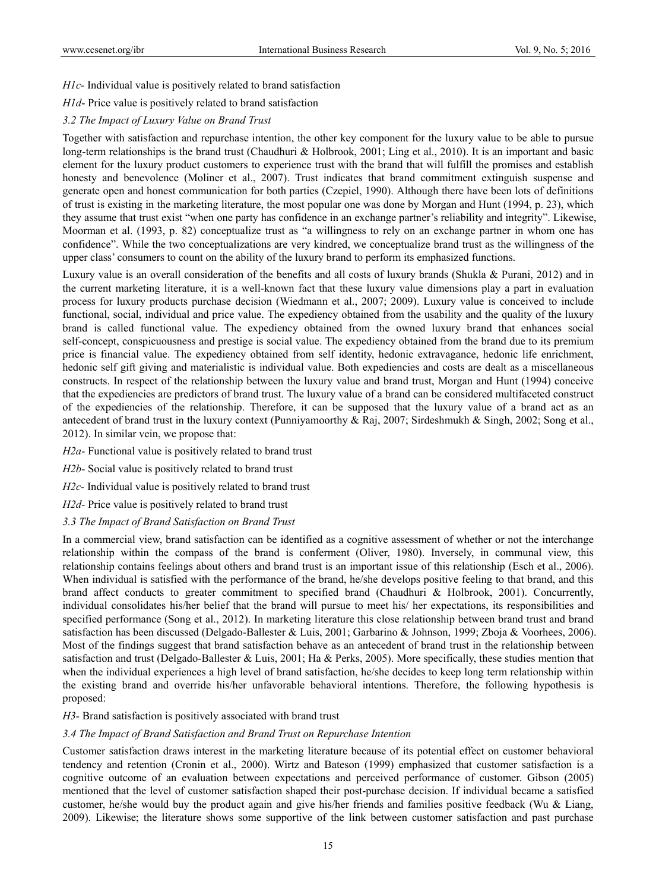*H1c*- Individual value is positively related to brand satisfaction

*H1d*- Price value is positively related to brand satisfaction

### *3.2 The Impact of Luxury Value on Brand Trust*

Together with satisfaction and repurchase intention, the other key component for the luxury value to be able to pursue long-term relationships is the brand trust (Chaudhuri & Holbrook, 2001; Ling et al., 2010). It is an important and basic element for the luxury product customers to experience trust with the brand that will fulfill the promises and establish honesty and benevolence (Moliner et al., 2007). Trust indicates that brand commitment extinguish suspense and generate open and honest communication for both parties (Czepiel, 1990). Although there have been lots of definitions of trust is existing in the marketing literature, the most popular one was done by Morgan and Hunt (1994, p. 23), which they assume that trust exist "when one party has confidence in an exchange partner's reliability and integrity". Likewise, Moorman et al. (1993, p. 82) conceptualize trust as "a willingness to rely on an exchange partner in whom one has confidence". While the two conceptualizations are very kindred, we conceptualize brand trust as the willingness of the upper class' consumers to count on the ability of the luxury brand to perform its emphasized functions.

Luxury value is an overall consideration of the benefits and all costs of luxury brands (Shukla & Purani, 2012) and in the current marketing literature, it is a well-known fact that these luxury value dimensions play a part in evaluation process for luxury products purchase decision (Wiedmann et al., 2007; 2009). Luxury value is conceived to include functional, social, individual and price value. The expediency obtained from the usability and the quality of the luxury brand is called functional value. The expediency obtained from the owned luxury brand that enhances social self-concept, conspicuousness and prestige is social value. The expediency obtained from the brand due to its premium price is financial value. The expediency obtained from self identity, hedonic extravagance, hedonic life enrichment, hedonic self gift giving and materialistic is individual value. Both expediencies and costs are dealt as a miscellaneous constructs. In respect of the relationship between the luxury value and brand trust, Morgan and Hunt (1994) conceive that the expediencies are predictors of brand trust. The luxury value of a brand can be considered multifaceted construct of the expediencies of the relationship. Therefore, it can be supposed that the luxury value of a brand act as an antecedent of brand trust in the luxury context (Punniyamoorthy & Raj, 2007; Sirdeshmukh & Singh, 2002; Song et al., 2012). In similar vein, we propose that:

*H2a*- Functional value is positively related to brand trust

*H2b*- Social value is positively related to brand trust

*H2c*- Individual value is positively related to brand trust

*H2d*- Price value is positively related to brand trust

### *3.3 The Impact of Brand Satisfaction on Brand Trust*

In a commercial view, brand satisfaction can be identified as a cognitive assessment of whether or not the interchange relationship within the compass of the brand is conferment (Oliver, 1980). Inversely, in communal view, this relationship contains feelings about others and brand trust is an important issue of this relationship (Esch et al., 2006). When individual is satisfied with the performance of the brand, he/she develops positive feeling to that brand, and this brand affect conducts to greater commitment to specified brand (Chaudhuri & Holbrook, 2001). Concurrently, individual consolidates his/her belief that the brand will pursue to meet his/ her expectations, its responsibilities and specified performance (Song et al., 2012). In marketing literature this close relationship between brand trust and brand satisfaction has been discussed (Delgado-Ballester & Luis, 2001; Garbarino & Johnson, 1999; Zboja & Voorhees, 2006). Most of the findings suggest that brand satisfaction behave as an antecedent of brand trust in the relationship between satisfaction and trust (Delgado-Ballester & Luis, 2001; Ha & Perks, 2005). More specifically, these studies mention that when the individual experiences a high level of brand satisfaction, he/she decides to keep long term relationship within the existing brand and override his/her unfavorable behavioral intentions. Therefore, the following hypothesis is proposed:

*H3*- Brand satisfaction is positively associated with brand trust

### *3.4 The Impact of Brand Satisfaction and Brand Trust on Repurchase Intention*

Customer satisfaction draws interest in the marketing literature because of its potential effect on customer behavioral tendency and retention (Cronin et al., 2000). Wirtz and Bateson (1999) emphasized that customer satisfaction is a cognitive outcome of an evaluation between expectations and perceived performance of customer. Gibson (2005) mentioned that the level of customer satisfaction shaped their post-purchase decision. If individual became a satisfied customer, he/she would buy the product again and give his/her friends and families positive feedback (Wu & Liang, 2009). Likewise; the literature shows some supportive of the link between customer satisfaction and past purchase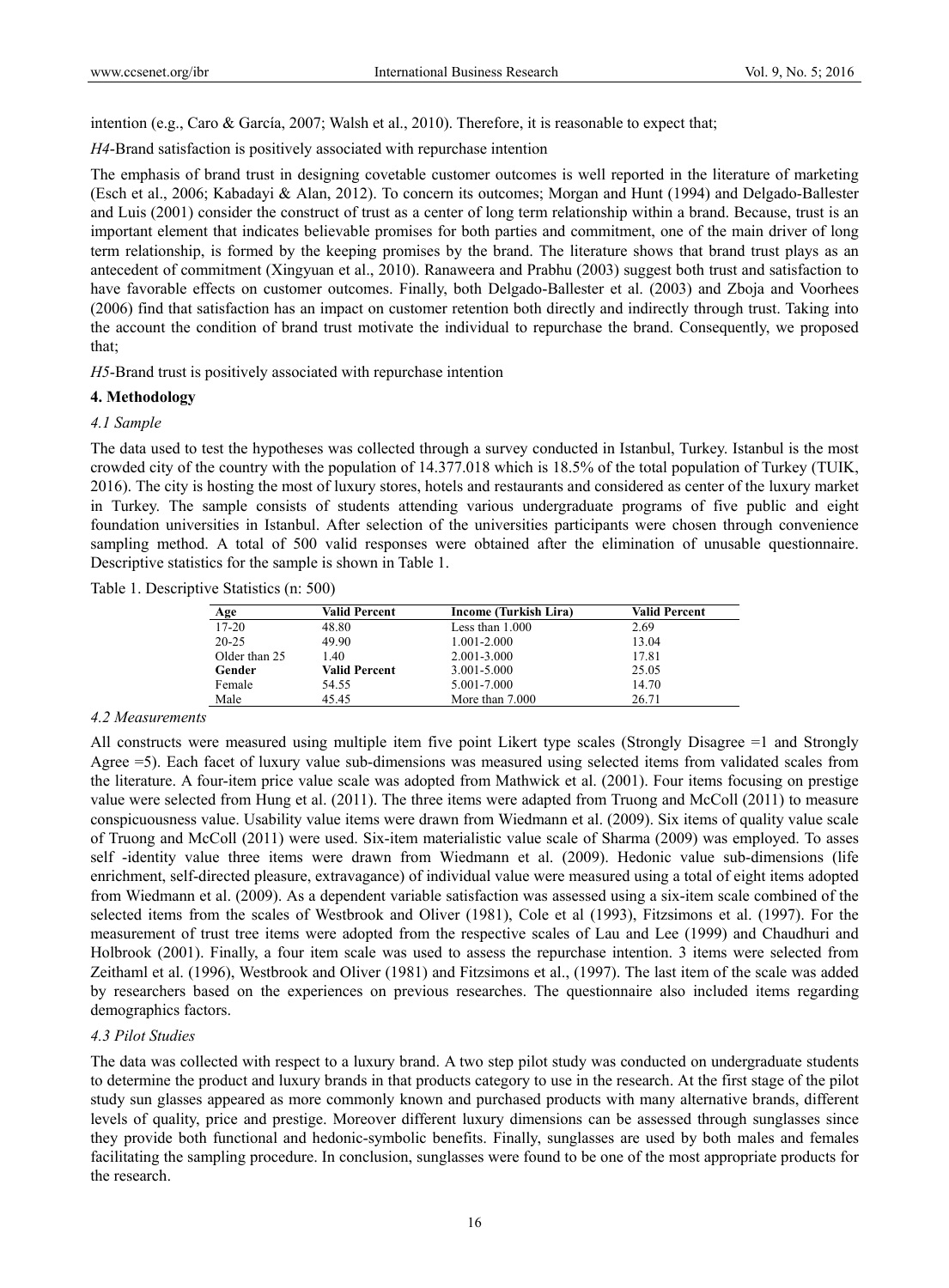intention (e.g., Caro & García, 2007; Walsh et al., 2010). Therefore, it is reasonable to expect that;

*H4*-Brand satisfaction is positively associated with repurchase intention

The emphasis of brand trust in designing covetable customer outcomes is well reported in the literature of marketing (Esch et al., 2006; Kabadayi & Alan, 2012). To concern its outcomes; Morgan and Hunt (1994) and Delgado-Ballester and Luis (2001) consider the construct of trust as a center of long term relationship within a brand. Because, trust is an important element that indicates believable promises for both parties and commitment, one of the main driver of long term relationship, is formed by the keeping promises by the brand. The literature shows that brand trust plays as an antecedent of commitment (Xingyuan et al., 2010). Ranaweera and Prabhu (2003) suggest both trust and satisfaction to have favorable effects on customer outcomes. Finally, both Delgado-Ballester et al. (2003) and Zboja and Voorhees (2006) find that satisfaction has an impact on customer retention both directly and indirectly through trust. Taking into the account the condition of brand trust motivate the individual to repurchase the brand. Consequently, we proposed that;

*H5*-Brand trust is positively associated with repurchase intention

## 4. Methodology

### *4.1 Sample*

The data used to test the hypotheses was collected through a survey conducted in Istanbul, Turkey. Istanbul is the most crowded city of the country with the population of 14.377.018 which is 18.5% of the total population of Turkey (TUIK, 2016). The city is hosting the most of luxury stores, hotels and restaurants and considered as center of the luxury market in Turkey. The sample consists of students attending various undergraduate programs of five public and eight foundation universities in Istanbul. After selection of the universities participants were chosen through convenience sampling method. A total of 500 valid responses were obtained after the elimination of unusable questionnaire. Descriptive statistics for the sample is shown in Table 1.

Table 1. Descriptive Statistics (n: 500)

| Age | Valid Percent | Income (Turkish Lira) | Valid Percent |
|---|---|---|---|
| 17-20 | 48.80 | Less than 1.000 | 2.69 |
| 20-25 | 49.90 | 1.001-2.000 | 13.04 |
| Older than 25 | 1.40 | 2.001-3.000 | 17.81 |
| **Gender** | **Valid Percent** | 3.001-5.000 | 25.05 |
| Female | 54.55 | 5.001-7.000 | 14.70 |
| Male | 45.45 | More than 7.000 | 26.71 |

### *4.2 Measurements*

All constructs were measured using multiple item five point Likert type scales (Strongly Disagree =1 and Strongly Agree =5). Each facet of luxury value sub-dimensions was measured using selected items from validated scales from the literature. A four-item price value scale was adopted from Mathwick et al. (2001). Four items focusing on prestige value were selected from Hung et al. (2011). The three items were adapted from Truong and McColl (2011) to measure conspicuousness value. Usability value items were drawn from Wiedmann et al. (2009). Six items of quality value scale of Truong and McColl (2011) were used. Six-item materialistic value scale of Sharma (2009) was employed. To asses self -identity value three items were drawn from Wiedmann et al. (2009). Hedonic value sub-dimensions (life enrichment, self-directed pleasure, extravagance) of individual value were measured using a total of eight items adopted from Wiedmann et al. (2009). As a dependent variable satisfaction was assessed using a six-item scale combined of the selected items from the scales of Westbrook and Oliver (1981), Cole et al (1993), Fitzsimons et al. (1997). For the measurement of trust tree items were adopted from the respective scales of Lau and Lee (1999) and Chaudhuri and Holbrook (2001). Finally, a four item scale was used to assess the repurchase intention. 3 items were selected from Zeithaml et al. (1996), Westbrook and Oliver (1981) and Fitzsimons et al., (1997). The last item of the scale was added by researchers based on the experiences on previous researches. The questionnaire also included items regarding demographics factors.

### *4.3 Pilot Studies*

The data was collected with respect to a luxury brand. A two step pilot study was conducted on undergraduate students to determine the product and luxury brands in that products category to use in the research. At the first stage of the pilot study sun glasses appeared as more commonly known and purchased products with many alternative brands, different levels of quality, price and prestige. Moreover different luxury dimensions can be assessed through sunglasses since they provide both functional and hedonic-symbolic benefits. Finally, sunglasses are used by both males and females facilitating the sampling procedure. In conclusion, sunglasses were found to be one of the most appropriate products for the research.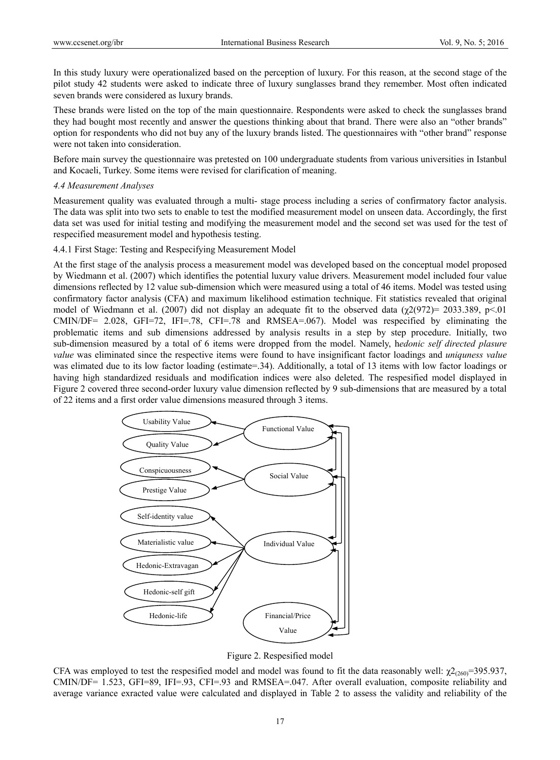In this study luxury were operationalized based on the perception of luxury. For this reason, at the second stage of the pilot study 42 students were asked to indicate three of luxury sunglasses brand they remember. Most often indicated seven brands were considered as luxury brands.

These brands were listed on the top of the main questionnaire. Respondents were asked to check the sunglasses brand they had bought most recently and answer the questions thinking about that brand. There were also an "other brands" option for respondents who did not buy any of the luxury brands listed. The questionnaires with "other brand" response were not taken into consideration.

Before main survey the questionnaire was pretested on 100 undergraduate students from various universities in Istanbul and Kocaeli, Turkey. Some items were revised for clarification of meaning.

### *4.4 Measurement Analyses*

Measurement quality was evaluated through a multi- stage process including a series of confirmatory factor analysis. The data was split into two sets to enable to test the modified measurement model on unseen data. Accordingly, the first data set was used for initial testing and modifying the measurement model and the second set was used for the test of respecified measurement model and hypothesis testing.

#### 4.4.1 First Stage: Testing and Respecifying Measurement Model

At the first stage of the analysis process a measurement model was developed based on the conceptual model proposed by Wiedmann et al. (2007) which identifies the potential luxury value drivers. Measurement model included four value dimensions reflected by 12 value sub-dimension which were measured using a total of 46 items. Model was tested using confirmatory factor analysis (CFA) and maximum likelihood estimation technique. Fit statistics revealed that original model of Wiedmann et al. (2007) did not display an adequate fit to the observed data ($\chi2(972)$= 2033.389, $p<.01$ CMIN/DF= 2.028, GFI=72, IFI=.78, CFI=.78 and RMSEA=.067). Model was respecified by eliminating the problematic items and sub dimensions addressed by analysis results in a step by step procedure. Initially, two sub-dimension measured by a total of 6 items were dropped from the model. Namely, h*edonic self directed plasure value* was eliminated since the respective items were found to have insignificant factor loadings and *uniquness value* was elimated due to its low factor loading (estimate=.34). Additionally, a total of 13 items with low factor loadings or having high standardized residuals and modification indices were also deleted. The respesified model displayed in Figure 2 covered three second-order luxury value dimension reflected by 9 sub-dimensions that are measured by a total of 22 items and a first order value dimensions measured through 3 items.

Figure 2. Respesified model

CFA was employed to test the respesified model and model was found to fit the data reasonably well: $\chi2_{(260)}$=395.937, CMIN/DF= 1.523, GFI=89, IFI=.93, CFI=.93 and RMSEA=.047. After overall evaluation, composite reliability and average variance exracted value were calculated and displayed in Table 2 to assess the validity and reliability of the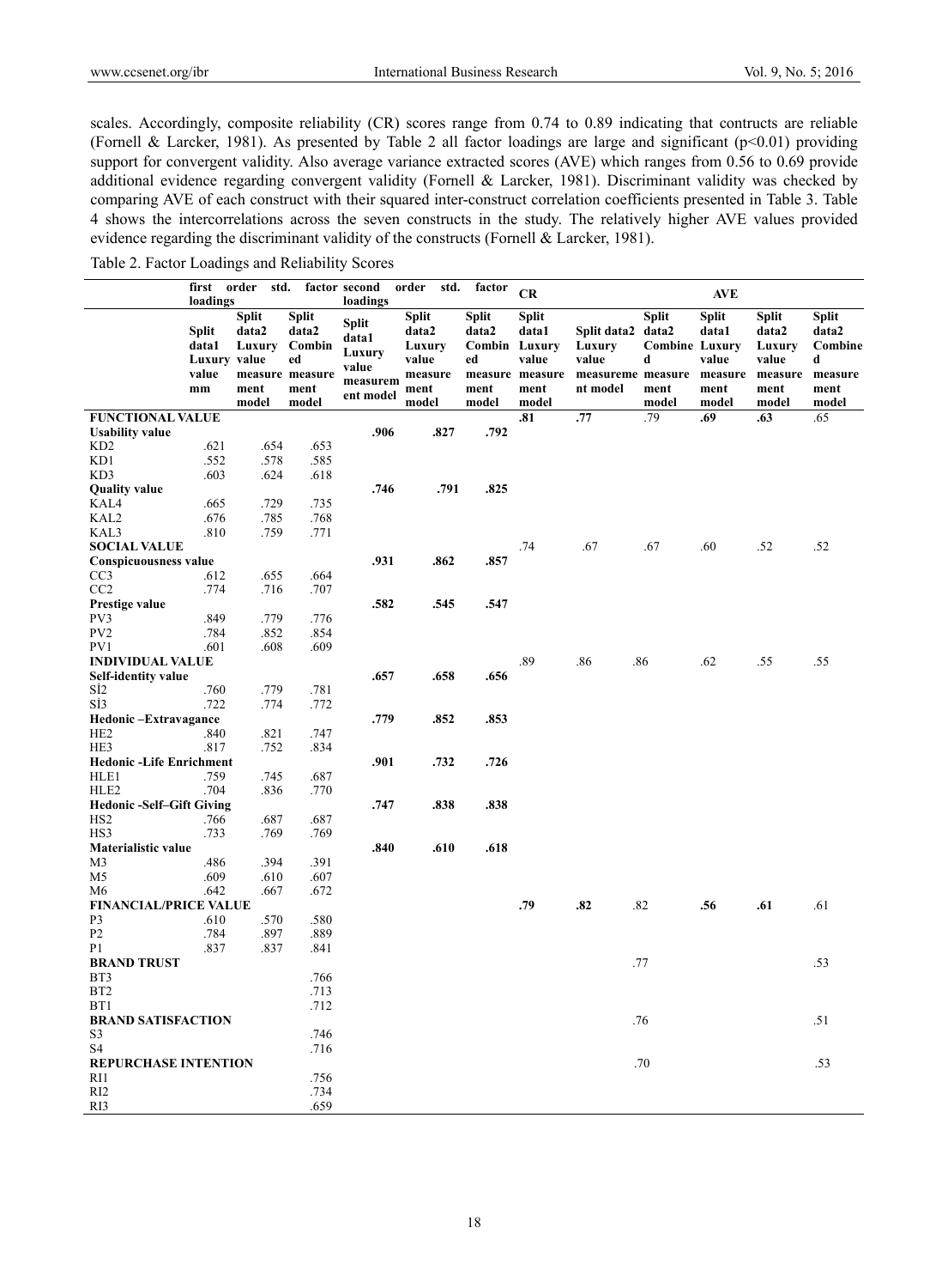scales. Accordingly, composite reliability (CR) scores range from 0.74 to 0.89 indicating that contructs are reliable (Fornell & Larcker, 1981). As presented by Table 2 all factor loadings are large and significant ($p<0.01$) providing support for convergent validity. Also average variance extracted scores (AVE) which ranges from 0.56 to 0.69 provide additional evidence regarding convergent validity (Fornell & Larcker, 1981). Discriminant validity was checked by comparing AVE of each construct with their squared inter-construct correlation coefficients presented in Table 3. Table 4 shows the intercorrelations across the seven constructs in the study. The relatively higher AVE values provided evidence regarding the discriminant validity of the constructs (Fornell & Larcker, 1981).

Table 2. Factor Loadings and Reliability Scores

| | first order std. factor loadings | | | second order std. factor loadings | | | CR | | | AVE | | |
|---|---|---|---|---|---|---|---|---|---|---|---|---|
| | Split data1 Luxury value mm | Split data2 Luxury value measurement model | Split data2 Combined measurement model | Split data1 Luxury value measurement model | Split data2 Luxury value measurement model | Split data2 Combined measurement model | Split data1 Luxury value measurement model | Split data2 Luxury value measurement model | Split data2 Combined measurement model | Split data1 Luxury value measurement model | Split data2 Luxury value measurement model | Split data2 Combined measurement model |
| **FUNCTIONAL VALUE** | | | | | | | **.81** | **.77** | .79 | **.69** | **.63** | .65 |
| **Usability value** | | | | **.906** | **.827** | **.792** | | | | | | |
| KD2 | .621 | .654 | .653 | | | | | | | | | |
| KD1 | .552 | .578 | .585 | | | | | | | | | |
| KD3 | .603 | .624 | .618 | | | | | | | | | |
| **Quality value** | | | | **.746** | **.791** | **.825** | | | | | | |
| KAL4 | .665 | .729 | .735 | | | | | | | | | |
| KAL2 | .676 | .785 | .768 | | | | | | | | | |
| KAL3 | .810 | .759 | .771 | | | | | | | | | |
| **SOCIAL VALUE** | | | | | | | .74 | .67 | .67 | .60 | .52 | .52 |
| **Conspicuousness value** | | | | **.931** | **.862** | **.857** | | | | | | |
| CC3 | .612 | .655 | .664 | | | | | | | | | |
| CC2 | .774 | .716 | .707 | | | | | | | | | |
| **Prestige value** | | | | **.582** | **.545** | **.547** | | | | | | |
| PV3 | .849 | .779 | .776 | | | | | | | | | |
| PV2 | .784 | .852 | .854 | | | | | | | | | |
| PV1 | .601 | .608 | .609 | | | | | | | | | |
| **INDIVIDUAL VALUE** | | | | | | | .89 | .86 | .86 | .62 | .55 | .55 |
| **Self-identity value** | | | | **.657** | **.658** | **.656** | | | | | | |
| SI2 | .760 | .779 | .781 | | | | | | | | | |
| SI3 | .722 | .774 | .772 | | | | | | | | | |
| **Hedonic –Extravagance** | | | | **.779** | **.852** | **.853** | | | | | | |
| HE2 | .840 | .821 | .747 | | | | | | | | | |
| HE3 | .817 | .752 | .834 | | | | | | | | | |
| **Hedonic -Life Enrichment** | | | | **.901** | **.732** | **.726** | | | | | | |
| HLE1 | .759 | .745 | .687 | | | | | | | | | |
| HLE2 | .704 | .836 | .770 | | | | | | | | | |
| **Hedonic -Self–Gift Giving** | | | | **.747** | **.838** | **.838** | | | | | | |
| HS2 | .766 | .687 | .687 | | | | | | | | | |
| HS3 | .733 | .769 | .769 | | | | | | | | | |
| **Materialistic value** | | | | **.840** | **.610** | **.618** | | | | | | |
| M3 | .486 | .394 | .391 | | | | | | | | | |
| M5 | .609 | .610 | .607 | | | | | | | | | |
| M6 | .642 | .667 | .672 | | | | | | | | | |
| **FINANCIAL/PRICE VALUE** | | | | | | | **.79** | **.82** | .82 | **.56** | **.61** | .61 |
| P3 | .610 | .570 | .580 | | | | | | | | | |
| P2 | .784 | .897 | .889 | | | | | | | | | |
| P1 | .837 | .837 | .841 | | | | | | | | | |
| **BRAND TRUST** | | | | | | | | | .77 | | | .53 |
| BT3 | | | .766 | | | | | | | | | |
| BT2 | | | .713 | | | | | | | | | |
| BT1 | | | .712 | | | | | | | | | |
| **BRAND SATISFACTION** | | | | | | | | | .76 | | | .51 |
| S3 | | | .746 | | | | | | | | | |
| S4 | | | .716 | | | | | | | | | |
| **REPURCHASE INTENTION** | | | | | | | | | .70 | | | .53 |
| RI1 | | | .756 | | | | | | | | | |
| RI2 | | | .734 | | | | | | | | | |
| RI3 | | | .659 | | | | | | | | | |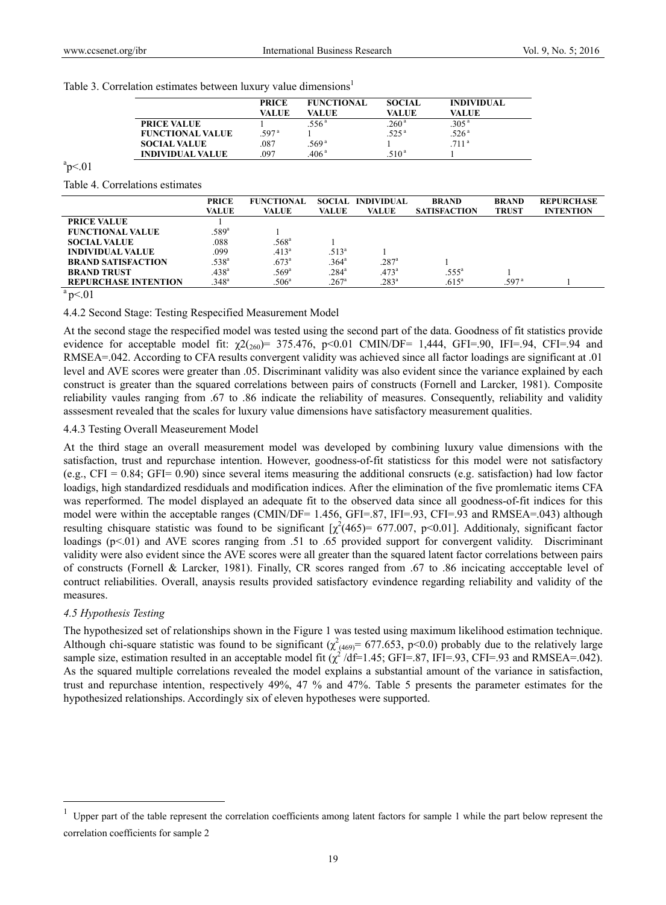Table 3. Correlation estimates between luxury value dimensions[1]

| | PRICE VALUE | FUNCTIONAL VALUE | SOCIAL VALUE | INDIVIDUAL VALUE |
|---|---|---|---|---|
| PRICE VALUE | 1 | .556 [a] | .260 [a] | .305 [a] |
| FUNCTIONAL VALUE | .597 [a] | 1 | .525 [a] | .526 [a] |
| SOCIAL VALUE | .087 | .569 [a] | 1 | .711 [a] |
| INDIVIDUAL VALUE | .097 | .406 [a] | .510 [a] | 1 |

[a]p<.01

Table 4. Correlations estimates

| | PRICE VALUE | FUNCTIONAL VALUE | SOCIAL VALUE | INDIVIDUAL VALUE | BRAND SATISFACTION | BRAND TRUST | REPURCHASE INTENTION |
|---|---|---|---|---|---|---|---|
| PRICE VALUE | 1 | | | | | | |
| FUNCTIONAL VALUE | .589[a] | 1 | | | | | |
| SOCIAL VALUE | .088 | .568[a] | 1 | | | | |
| INDIVIDUAL VALUE | .099 | .413[a] | .513[a] | 1 | | | |
| BRAND SATISFACTION | .538[a] | .673[a] | .364[a] | .287[a] | 1 | | |
| BRAND TRUST | .438[a] | .569[a] | .284[a] | .473[a] | .555[a] | 1 | |
| REPURCHASE INTENTION | .348[a] | .506[a] | .267[a] | .283[a] | .615[a] | .597 [a] | 1 |

[a] p<.01

4.4.2 Second Stage: Testing Respecified Measurement Model

At the second stage the respecified model was tested using the second part of the data. Goodness of fit statistics provide evidence for acceptable model fit: $\chi2(_{260})$= 375.476, p<0.01 CMIN/DF= 1,444, GFI=.90, IFI=.94, CFI=.94 and RMSEA=.042. According to CFA results convergent validity was achieved since all factor loadings are significant at .01 level and AVE scores were greater than .05. Discriminant validity was also evident since the variance explained by each construct is greater than the squared correlations between pairs of constructs (Fornell and Larcker, 1981). Composite reliability vaules ranging from .67 to .86 indicate the reliability of measures. Consequently, reliability and validity asssesment revealed that the scales for luxury value dimensions have satisfactory measurement qualities.

4.4.3 Testing Overall Measeurement Model

At the third stage an overall measurement model was developed by combining luxury value dimensions with the satisfaction, trust and repurchase intention. However, goodness-of-fit statisticss for this model were not satisfactory (e.g., CFI = 0.84; GFI= 0.90) since several items measuring the additional consructs (e.g. satisfaction) had low factor loadigs, high standardized resdiduals and modification indices. After the elimination of the five promlematic items CFA was reperformed. The model displayed an adequate fit to the observed data since all goodness-of-fit indices for this model were within the acceptable ranges (CMIN/DF= 1.456, GFI=.87, IFI=.93, CFI=.93 and RMSEA=.043) although resulting chisquare statistic was found to be significant [$\chi^2$(465)= 677.007, p<0.01]. Additionaly, significant factor loadings (p<.01) and AVE scores ranging from .51 to .65 provided support for convergent validity. Discriminant validity were also evident since the AVE scores were all greater than the squared latent factor correlations between pairs of constructs (Fornell & Larcker, 1981). Finally, CR scores ranged from .67 to .86 incicating accceptable level of contruct reliabilities. Overall, anaysis results provided satisfactory evindence regarding reliability and validity of the measures.

### *4.5 Hypothesis Testing*

The hypothesized set of relationships shown in the Figure 1 was tested using maximum likelihood estimation technique. Although chi-square statistic was found to be significant ($\chi^2_{(469)}$= 677.653, p<0.0) probably due to the relatively large sample size, estimation resulted in an acceptable model fit ($\chi^2$ /df=1.45; GFI=.87, IFI=.93, CFI=.93 and RMSEA=.042). As the squared multiple correlations revealed the model explains a substantial amount of the variance in satisfaction, trust and repurchase intention, respectively 49%, 47 % and 47%. Table 5 presents the parameter estimates for the hypothesized relationships. Accordingly six of eleven hypotheses were supported.

[1] Upper part of the table represent the correlation coefficients among latent factors for sample 1 while the part below represent the correlation coefficients for sample 2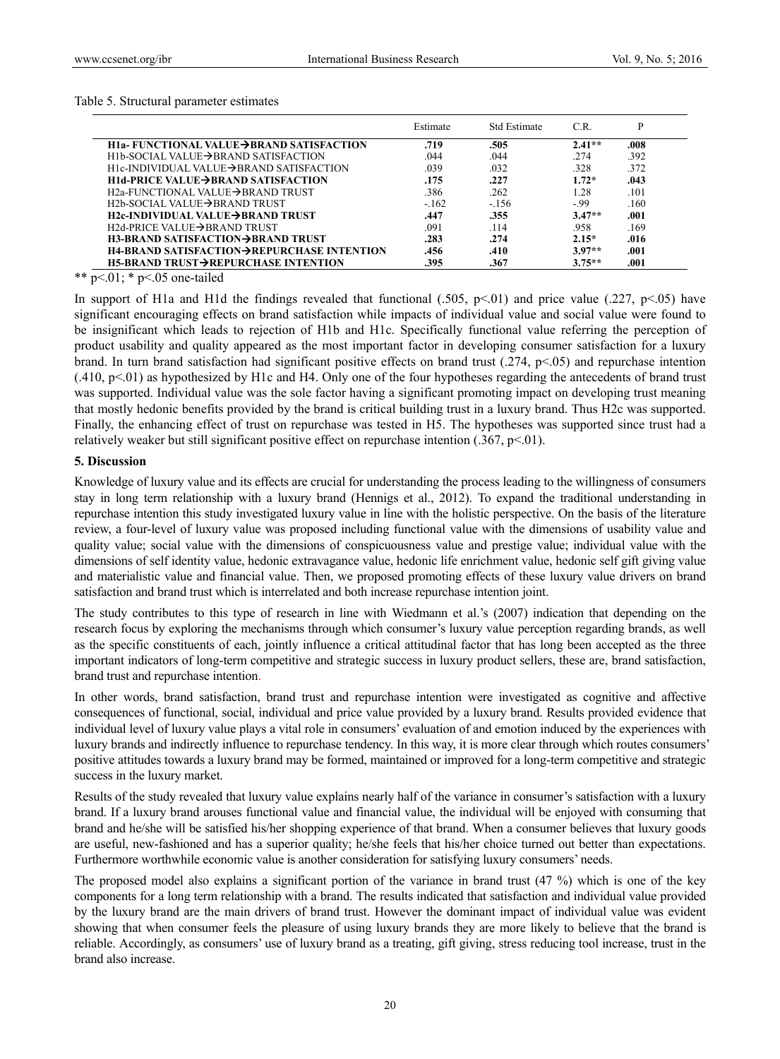Table 5. Structural parameter estimates

| | Estimate | Std Estimate | C.R. | P |
|---|---|---|---|---|
| **H1a- FUNCTIONAL VALUE→BRAND SATISFACTION** | **.719** | **.505** | **2.41\*\*** | **.008** |
| H1b-SOCIAL VALUE→BRAND SATISFACTION | .044 | .044 | .274 | .392 |
| H1c-INDIVIDUAL VALUE→BRAND SATISFACTION | .039 | .032 | .328 | .372 |
| **H1d-PRICE VALUE→BRAND SATISFACTION** | **.175** | **.227** | **1.72\*** | **.043** |
| H2a-FUNCTIONAL VALUE→BRAND TRUST | .386 | .262 | 1.28 | .101 |
| H2b-SOCIAL VALUE→BRAND TRUST | -.162 | -.156 | -.99 | .160 |
| **H2c-INDIVIDUAL VALUE→BRAND TRUST** | **.447** | **.355** | **3.47\*\*** | **.001** |
| H2d-PRICE VALUE→BRAND TRUST | .091 | .114 | .958 | .169 |
| **H3-BRAND SATISFACTION→BRAND TRUST** | **.283** | **.274** | **2.15\*** | **.016** |
| **H4-BRAND SATISFACTION→REPURCHASE INTENTION** | **.456** | **.410** | **3.97\*\*** | **.001** |
| **H5-BRAND TRUST→REPURCHASE INTENTION** | **.395** | **.367** | **3.75\*\*** | **.001** |

** $p<.01$; * $p<.05$ one-tailed

In support of H1a and H1d the findings revealed that functional (.505, $p<.01$) and price value (.227, $p<.05$) have significant encouraging effects on brand satisfaction while impacts of individual value and social value were found to be insignificant which leads to rejection of H1b and H1c. Specifically functional value referring the perception of product usability and quality appeared as the most important factor in developing consumer satisfaction for a luxury brand. In turn brand satisfaction had significant positive effects on brand trust (.274, $p<.05$) and repurchase intention (.410, $p<.01$) as hypothesized by H1c and H4. Only one of the four hypotheses regarding the antecedents of brand trust was supported. Individual value was the sole factor having a significant promoting impact on developing trust meaning that mostly hedonic benefits provided by the brand is critical building trust in a luxury brand. Thus H2c was supported. Finally, the enhancing effect of trust on repurchase was tested in H5. The hypotheses was supported since trust had a relatively weaker but still significant positive effect on repurchase intention (.367, $p<.01$).

## 5. Discussion

Knowledge of luxury value and its effects are crucial for understanding the process leading to the willingness of consumers stay in long term relationship with a luxury brand (Hennigs et al., 2012). To expand the traditional understanding in repurchase intention this study investigated luxury value in line with the holistic perspective. On the basis of the literature review, a four-level of luxury value was proposed including functional value with the dimensions of usability value and quality value; social value with the dimensions of conspicuousness value and prestige value; individual value with the dimensions of self identity value, hedonic extravagance value, hedonic life enrichment value, hedonic self gift giving value and materialistic value and financial value. Then, we proposed promoting effects of these luxury value drivers on brand satisfaction and brand trust which is interrelated and both increase repurchase intention joint.

The study contributes to this type of research in line with Wiedmann et al.'s (2007) indication that depending on the research focus by exploring the mechanisms through which consumer's luxury value perception regarding brands, as well as the specific constituents of each, jointly influence a critical attitudinal factor that has long been accepted as the three important indicators of long-term competitive and strategic success in luxury product sellers, these are, brand satisfaction, brand trust and repurchase intention.

In other words, brand satisfaction, brand trust and repurchase intention were investigated as cognitive and affective consequences of functional, social, individual and price value provided by a luxury brand. Results provided evidence that individual level of luxury value plays a vital role in consumers' evaluation of and emotion induced by the experiences with luxury brands and indirectly influence to repurchase tendency. In this way, it is more clear through which routes consumers' positive attitudes towards a luxury brand may be formed, maintained or improved for a long-term competitive and strategic success in the luxury market.

Results of the study revealed that luxury value explains nearly half of the variance in consumer's satisfaction with a luxury brand. If a luxury brand arouses functional value and financial value, the individual will be enjoyed with consuming that brand and he/she will be satisfied his/her shopping experience of that brand. When a consumer believes that luxury goods are useful, new-fashioned and has a superior quality; he/she feels that his/her choice turned out better than expectations. Furthermore worthwhile economic value is another consideration for satisfying luxury consumers' needs.

The proposed model also explains a significant portion of the variance in brand trust (47 %) which is one of the key components for a long term relationship with a brand. The results indicated that satisfaction and individual value provided by the luxury brand are the main drivers of brand trust. However the dominant impact of individual value was evident showing that when consumer feels the pleasure of using luxury brands they are more likely to believe that the brand is reliable. Accordingly, as consumers' use of luxury brand as a treating, gift giving, stress reducing tool increase, trust in the brand also increase.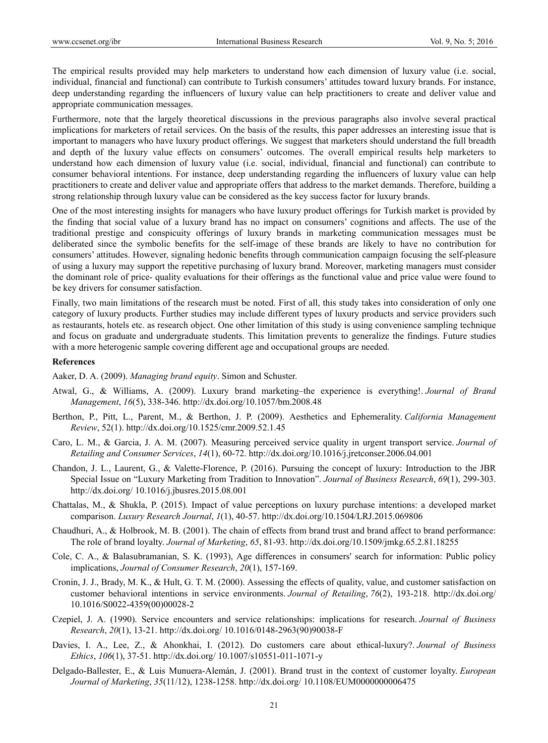The empirical results provided may help marketers to understand how each dimension of luxury value (i.e. social, individual, financial and functional) can contribute to Turkish consumers' attitudes toward luxury brands. For instance, deep understanding regarding the influencers of luxury value can help practitioners to create and deliver value and appropriate communication messages.

Furthermore, note that the largely theoretical discussions in the previous paragraphs also involve several practical implications for marketers of retail services. On the basis of the results, this paper addresses an interesting issue that is important to managers who have luxury product offerings. We suggest that marketers should understand the full breadth and depth of the luxury value effects on consumers' outcomes. The overall empirical results help marketers to understand how each dimension of luxury value (i.e. social, individual, financial and functional) can contribute to consumer behavioral intentions. For instance, deep understanding regarding the influencers of luxury value can help practitioners to create and deliver value and appropriate offers that address to the market demands. Therefore, building a strong relationship through luxury value can be considered as the key success factor for luxury brands.

One of the most interesting insights for managers who have luxury product offerings for Turkish market is provided by the finding that social value of a luxury brand has no impact on consumers' cognitions and affects. The use of the traditional prestige and conspicuity offerings of luxury brands in marketing communication messages must be deliberated since the symbolic benefits for the self-image of these brands are likely to have no contribution for consumers' attitudes. However, signaling hedonic benefits through communication campaign focusing the self-pleasure of using a luxury may support the repetitive purchasing of luxury brand. Moreover, marketing managers must consider the dominant role of price- quality evaluations for their offerings as the functional value and price value were found to be key drivers for consumer satisfaction.

Finally, two main limitations of the research must be noted. First of all, this study takes into consideration of only one category of luxury products. Further studies may include different types of luxury products and service providers such as restaurants, hotels etc. as research object. One other limitation of this study is using convenience sampling technique and focus on graduate and undergraduate students. This limitation prevents to generalize the findings. Future studies with a more heterogenic sample covering different age and occupational groups are needed.

## References

Aaker, D. A. (2009). *Managing brand equity*. Simon and Schuster.

Atwal, G., & Williams, A. (2009). Luxury brand marketing–the experience is everything!. *Journal of Brand Management*, *16*(5), 338-346. http://dx.doi.org/10.1057/bm.2008.48

Berthon, P., Pitt, L., Parent, M., & Berthon, J. P. (2009). Aesthetics and Ephemerality. *California Management Review*, 52(1). http://dx.doi.org/10.1525/cmr.2009.52.1.45

Caro, L. M., & Garcia, J. A. M. (2007). Measuring perceived service quality in urgent transport service. *Journal of Retailing and Consumer Services*, *14*(1), 60-72. http://dx.doi.org/10.1016/j.jretconser.2006.04.001

Chandon, J. L., Laurent, G., & Valette-Florence, P. (2016). Pursuing the concept of luxury: Introduction to the JBR Special Issue on "Luxury Marketing from Tradition to Innovation". *Journal of Business Research*, *69*(1), 299-303. http://dx.doi.org/ 10.1016/j.jbusres.2015.08.001

Chattalas, M., & Shukla, P. (2015). Impact of value perceptions on luxury purchase intentions: a developed market comparison. *Luxury Research Journal*, *1*(1), 40-57. http://dx.doi.org/10.1504/LRJ.2015.069806

Chaudhuri, A., & Holbrook, M. B. (2001). The chain of effects from brand trust and brand affect to brand performance: The role of brand loyalty. *Journal of Marketing*, *65*, 81-93. http://dx.doi.org/10.1509/jmkg.65.2.81.18255

Cole, C. A., & Balasubramanian, S. K. (1993), Age differences in consumers' search for information: Public policy implications, *Journal of Consumer Research*, *20*(1), 157-169.

Cronin, J. J., Brady, M. K., & Hult, G. T. M. (2000). Assessing the effects of quality, value, and customer satisfaction on customer behavioral intentions in service environments. *Journal of Retailing*, *76*(2), 193-218. http://dx.doi.org/ 10.1016/S0022-4359(00)00028-2

Czepiel, J. A. (1990). Service encounters and service relationships: implications for research. *Journal of Business Research*, *20*(1), 13-21. http://dx.doi.org/ 10.1016/0148-2963(90)90038-F

Davies, I. A., Lee, Z., & Ahonkhai, I. (2012). Do customers care about ethical-luxury?. *Journal of Business Ethics*, *106*(1), 37-51. http://dx.doi.org/ 10.1007/s10551-011-1071-y

Delgado-Ballester, E., & Luis Munuera-Alemán, J. (2001). Brand trust in the context of customer loyalty. *European Journal of Marketing*, *35*(11/12), 1238-1258. http://dx.doi.org/ 10.1108/EUM0000000006475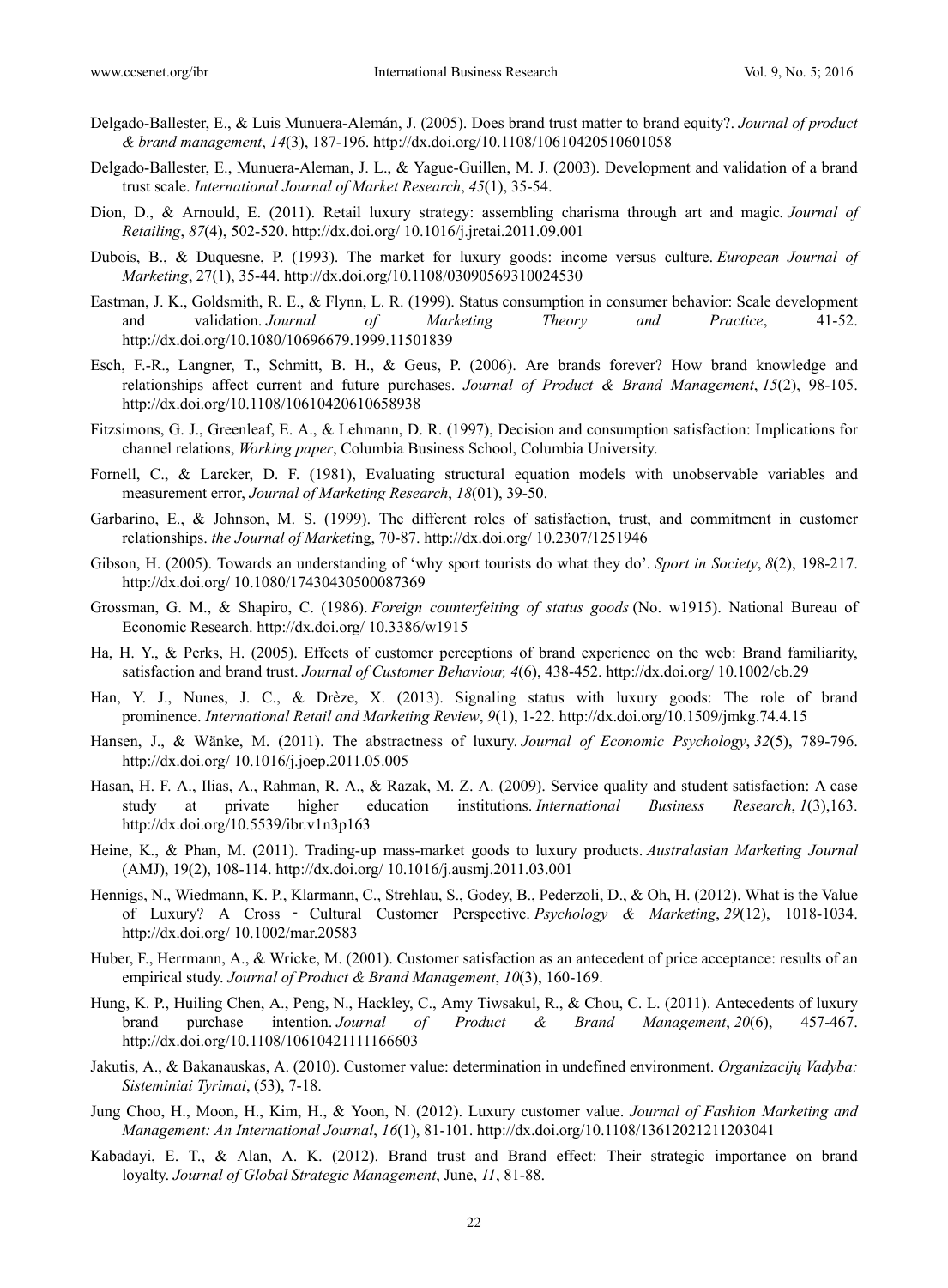Delgado-Ballester, E., & Luis Munuera-Alemán, J. (2005). Does brand trust matter to brand equity?. *Journal of product & brand management*, *14*(3), 187-196. http://dx.doi.org/10.1108/10610420510601058

Delgado-Ballester, E., Munuera-Aleman, J. L., & Yague-Guillen, M. J. (2003). Development and validation of a brand trust scale. *International Journal of Market Research*, *45*(1), 35-54.

Dion, D., & Arnould, E. (2011). Retail luxury strategy: assembling charisma through art and magic. *Journal of Retailing*, *87*(4), 502-520. http://dx.doi.org/ 10.1016/j.jretai.2011.09.001

Dubois, B., & Duquesne, P. (1993). The market for luxury goods: income versus culture. *European Journal of Marketing*, 27(1), 35-44. http://dx.doi.org/10.1108/03090569310024530

Eastman, J. K., Goldsmith, R. E., & Flynn, L. R. (1999). Status consumption in consumer behavior: Scale development and validation. *Journal of Marketing Theory and Practice*, 41-52. http://dx.doi.org/10.1080/10696679.1999.11501839

Esch, F.-R., Langner, T., Schmitt, B. H., & Geus, P. (2006). Are brands forever? How brand knowledge and relationships affect current and future purchases. *Journal of Product & Brand Management*, *15*(2), 98-105. http://dx.doi.org/10.1108/10610420610658938

Fitzsimons, G. J., Greenleaf, E. A., & Lehmann, D. R. (1997), Decision and consumption satisfaction: Implications for channel relations, *Working paper*, Columbia Business School, Columbia University.

Fornell, C., & Larcker, D. F. (1981), Evaluating structural equation models with unobservable variables and measurement error, *Journal of Marketing Research*, *18*(01), 39-50.

Garbarino, E., & Johnson, M. S. (1999). The different roles of satisfaction, trust, and commitment in customer relationships. *the Journal of Marketi*ng, 70-87. http://dx.doi.org/ 10.2307/1251946

Gibson, H. (2005). Towards an understanding of 'why sport tourists do what they do'. *Sport in Society*, *8*(2), 198-217. http://dx.doi.org/ 10.1080/17430430500087369

Grossman, G. M., & Shapiro, C. (1986). *Foreign counterfeiting of status goods* (No. w1915). National Bureau of Economic Research. http://dx.doi.org/ 10.3386/w1915

Ha, H. Y., & Perks, H. (2005). Effects of customer perceptions of brand experience on the web: Brand familiarity, satisfaction and brand trust. *Journal of Customer Behaviour, 4*(6), 438-452. http://dx.doi.org/ 10.1002/cb.29

Han, Y. J., Nunes, J. C., & Drèze, X. (2013). Signaling status with luxury goods: The role of brand prominence. *International Retail and Marketing Review*, *9*(1), 1-22. http://dx.doi.org/10.1509/jmkg.74.4.15

Hansen, J., & Wänke, M. (2011). The abstractness of luxury. *Journal of Economic Psychology*, *32*(5), 789-796. http://dx.doi.org/ 10.1016/j.joep.2011.05.005

Hasan, H. F. A., Ilias, A., Rahman, R. A., & Razak, M. Z. A. (2009). Service quality and student satisfaction: A case study at private higher education institutions. *International Business Research*, *1*(3),163. http://dx.doi.org/10.5539/ibr.v1n3p163

Heine, K., & Phan, M. (2011). Trading-up mass-market goods to luxury products. *Australasian Marketing Journal* (AMJ), 19(2), 108-114. http://dx.doi.org/ 10.1016/j.ausmj.2011.03.001

Hennigs, N., Wiedmann, K. P., Klarmann, C., Strehlau, S., Godey, B., Pederzoli, D., & Oh, H. (2012). What is the Value of Luxury? A Cross - Cultural Customer Perspective. *Psychology & Marketing*, *29*(12), 1018-1034. http://dx.doi.org/ 10.1002/mar.20583

Huber, F., Herrmann, A., & Wricke, M. (2001). Customer satisfaction as an antecedent of price acceptance: results of an empirical study. *Journal of Product & Brand Management*, *10*(3), 160-169.

Hung, K. P., Huiling Chen, A., Peng, N., Hackley, C., Amy Tiwsakul, R., & Chou, C. L. (2011). Antecedents of luxury brand purchase intention. *Journal of Product & Brand Management*, *20*(6), 457-467. http://dx.doi.org/10.1108/10610421111166603

Jakutis, A., & Bakanauskas, A. (2010). Customer value: determination in undefined environment. *Organizacijų Vadyba: Sisteminiai Tyrimai*, (53), 7-18.

Jung Choo, H., Moon, H., Kim, H., & Yoon, N. (2012). Luxury customer value. *Journal of Fashion Marketing and Management: An International Journal*, *16*(1), 81-101. http://dx.doi.org/10.1108/13612021211203041

Kabadayi, E. T., & Alan, A. K. (2012). Brand trust and Brand effect: Their strategic importance on brand loyalty. *Journal of Global Strategic Management*, June, *11*, 81-88.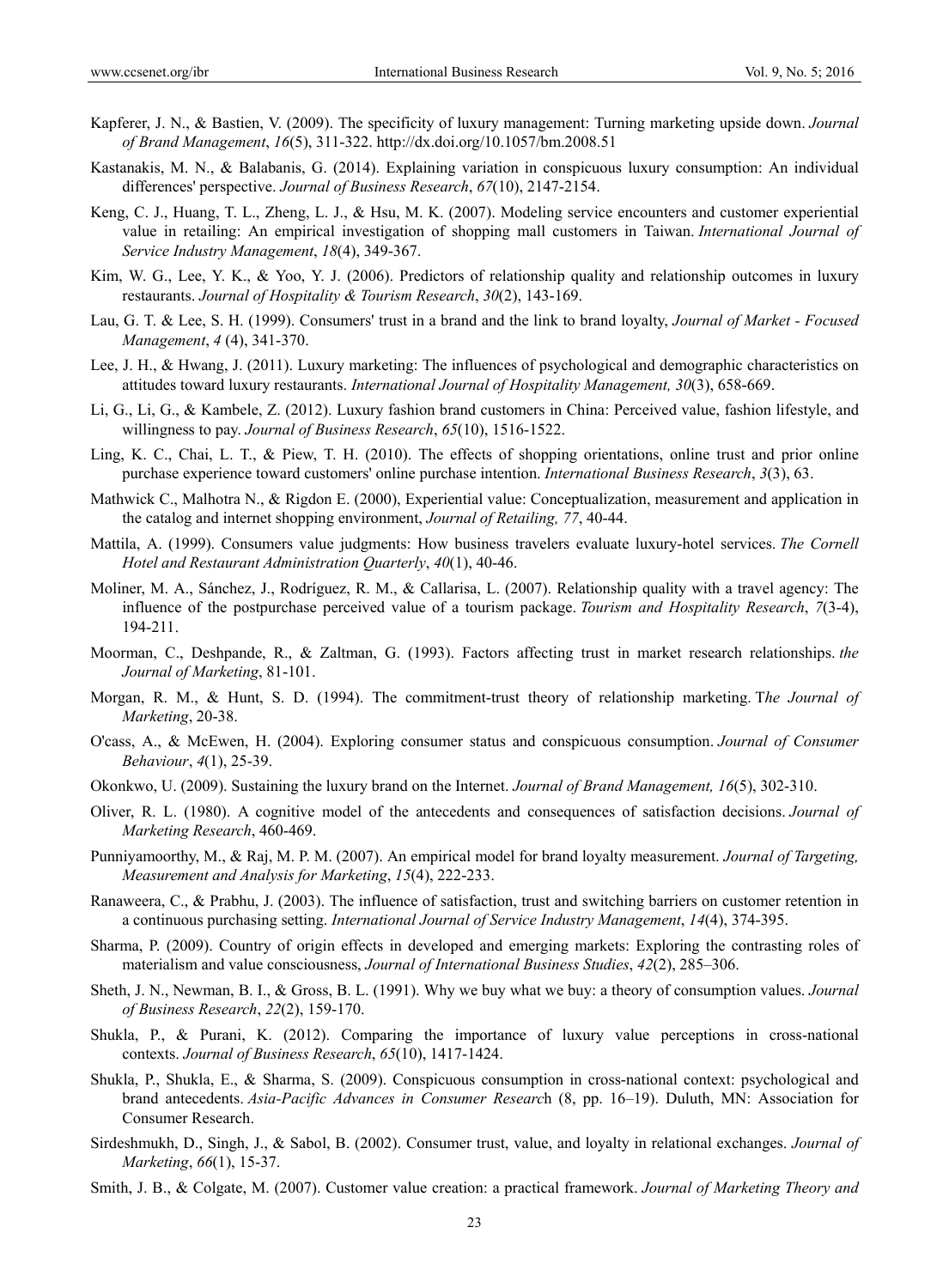Kapferer, J. N., & Bastien, V. (2009). The specificity of luxury management: Turning marketing upside down. *Journal of Brand Management*, *16*(5), 311-322. http://dx.doi.org/10.1057/bm.2008.51

Kastanakis, M. N., & Balabanis, G. (2014). Explaining variation in conspicuous luxury consumption: An individual differences' perspective. *Journal of Business Research*, *67*(10), 2147-2154.

Keng, C. J., Huang, T. L., Zheng, L. J., & Hsu, M. K. (2007). Modeling service encounters and customer experiential value in retailing: An empirical investigation of shopping mall customers in Taiwan. *International Journal of Service Industry Management*, *18*(4), 349-367.

Kim, W. G., Lee, Y. K., & Yoo, Y. J. (2006). Predictors of relationship quality and relationship outcomes in luxury restaurants. *Journal of Hospitality & Tourism Research*, *30*(2), 143-169.

Lau, G. T. & Lee, S. H. (1999). Consumers' trust in a brand and the link to brand loyalty, *Journal of Market - Focused Management*, *4* (4), 341-370.

Lee, J. H., & Hwang, J. (2011). Luxury marketing: The influences of psychological and demographic characteristics on attitudes toward luxury restaurants. *International Journal of Hospitality Management, 30*(3), 658-669.

Li, G., Li, G., & Kambele, Z. (2012). Luxury fashion brand customers in China: Perceived value, fashion lifestyle, and willingness to pay. *Journal of Business Research*, *65*(10), 1516-1522.

Ling, K. C., Chai, L. T., & Piew, T. H. (2010). The effects of shopping orientations, online trust and prior online purchase experience toward customers' online purchase intention. *International Business Research*, *3*(3), 63.

Mathwick C., Malhotra N., & Rigdon E. (2000), Experiential value: Conceptualization, measurement and application in the catalog and internet shopping environment, *Journal of Retailing, 77*, 40-44.

Mattila, A. (1999). Consumers value judgments: How business travelers evaluate luxury-hotel services. *The Cornell Hotel and Restaurant Administration Quarterly*, *40*(1), 40-46.

Moliner, M. A., Sánchez, J., Rodríguez, R. M., & Callarisa, L. (2007). Relationship quality with a travel agency: The influence of the postpurchase perceived value of a tourism package. *Tourism and Hospitality Research*, *7*(3-4), 194-211.

Moorman, C., Deshpande, R., & Zaltman, G. (1993). Factors affecting trust in market research relationships. *the Journal of Marketing*, 81-101.

Morgan, R. M., & Hunt, S. D. (1994). The commitment-trust theory of relationship marketing. T*he Journal of Marketing*, 20-38.

O'cass, A., & McEwen, H. (2004). Exploring consumer status and conspicuous consumption. *Journal of Consumer Behaviour*, *4*(1), 25-39.

Okonkwo, U. (2009). Sustaining the luxury brand on the Internet. *Journal of Brand Management, 16*(5), 302-310.

Oliver, R. L. (1980). A cognitive model of the antecedents and consequences of satisfaction decisions. *Journal of Marketing Research*, 460-469.

Punniyamoorthy, M., & Raj, M. P. M. (2007). An empirical model for brand loyalty measurement. *Journal of Targeting, Measurement and Analysis for Marketing*, *15*(4), 222-233.

Ranaweera, C., & Prabhu, J. (2003). The influence of satisfaction, trust and switching barriers on customer retention in a continuous purchasing setting. *International Journal of Service Industry Management*, *14*(4), 374-395.

Sharma, P. (2009). Country of origin effects in developed and emerging markets: Exploring the contrasting roles of materialism and value consciousness, *Journal of International Business Studies*, *42*(2), 285–306.

Sheth, J. N., Newman, B. I., & Gross, B. L. (1991). Why we buy what we buy: a theory of consumption values. *Journal of Business Research*, *22*(2), 159-170.

Shukla, P., & Purani, K. (2012). Comparing the importance of luxury value perceptions in cross-national contexts. *Journal of Business Research*, *65*(10), 1417-1424.

Shukla, P., Shukla, E., & Sharma, S. (2009). Conspicuous consumption in cross-national context: psychological and brand antecedents. *Asia-Pacific Advances in Consumer Researc*h (8, pp. 16–19). Duluth, MN: Association for Consumer Research.

Sirdeshmukh, D., Singh, J., & Sabol, B. (2002). Consumer trust, value, and loyalty in relational exchanges. *Journal of Marketing*, *66*(1), 15-37.

Smith, J. B., & Colgate, M. (2007). Customer value creation: a practical framework. *Journal of Marketing Theory and*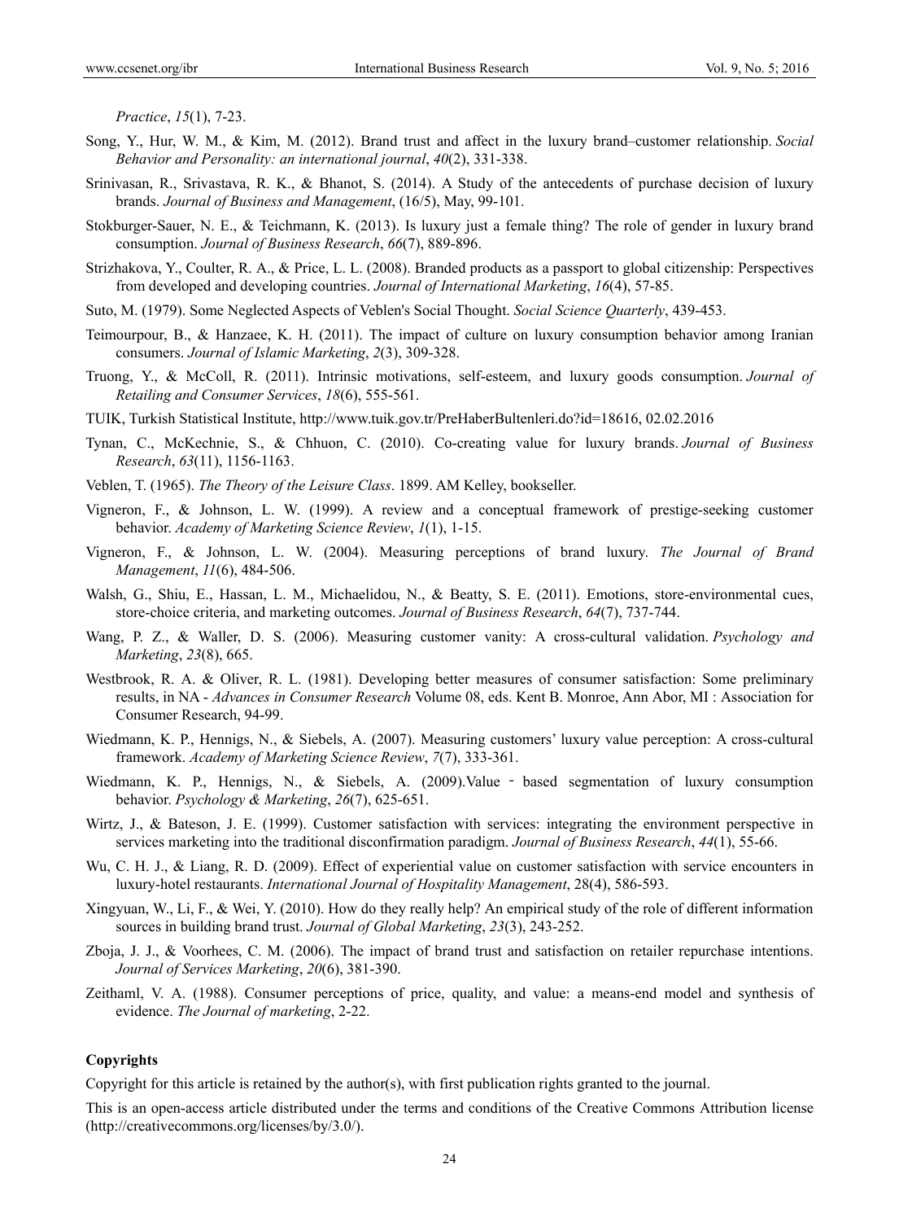*Practice*, *15*(1), 7-23.

Song, Y., Hur, W. M., & Kim, M. (2012). Brand trust and affect in the luxury brand–customer relationship. *Social Behavior and Personality: an international journal*, *40*(2), 331-338.

Srinivasan, R., Srivastava, R. K., & Bhanot, S. (2014). A Study of the antecedents of purchase decision of luxury brands. *Journal of Business and Management*, (16/5), May, 99-101.

Stokburger-Sauer, N. E., & Teichmann, K. (2013). Is luxury just a female thing? The role of gender in luxury brand consumption. *Journal of Business Research*, *66*(7), 889-896.

Strizhakova, Y., Coulter, R. A., & Price, L. L. (2008). Branded products as a passport to global citizenship: Perspectives from developed and developing countries. *Journal of International Marketing*, *16*(4), 57-85.

Suto, M. (1979). Some Neglected Aspects of Veblen's Social Thought. *Social Science Quarterly*, 439-453.

Teimourpour, B., & Hanzaee, K. H. (2011). The impact of culture on luxury consumption behavior among Iranian consumers. *Journal of Islamic Marketing*, *2*(3), 309-328.

Truong, Y., & McColl, R. (2011). Intrinsic motivations, self-esteem, and luxury goods consumption. *Journal of Retailing and Consumer Services*, *18*(6), 555-561.

TUIK, Turkish Statistical Institute, http://www.tuik.gov.tr/PreHaberBultenleri.do?id=18616, 02.02.2016

Tynan, C., McKechnie, S., & Chhuon, C. (2010). Co-creating value for luxury brands. *Journal of Business Research*, *63*(11), 1156-1163.

Veblen, T. (1965). *The Theory of the Leisure Class*. 1899. AM Kelley, bookseller.

Vigneron, F., & Johnson, L. W. (1999). A review and a conceptual framework of prestige-seeking customer behavior. *Academy of Marketing Science Review*, *1*(1), 1-15.

Vigneron, F., & Johnson, L. W. (2004). Measuring perceptions of brand luxury. *The Journal of Brand Management*, *11*(6), 484-506.

Walsh, G., Shiu, E., Hassan, L. M., Michaelidou, N., & Beatty, S. E. (2011). Emotions, store-environmental cues, store-choice criteria, and marketing outcomes. *Journal of Business Research*, *64*(7), 737-744.

Wang, P. Z., & Waller, D. S. (2006). Measuring customer vanity: A cross-cultural validation. *Psychology and Marketing*, *23*(8), 665.

Westbrook, R. A. & Oliver, R. L. (1981). Developing better measures of consumer satisfaction: Some preliminary results, in NA - *Advances in Consumer Research* Volume 08, eds. Kent B. Monroe, Ann Abor, MI : Association for Consumer Research, 94-99.

Wiedmann, K. P., Hennigs, N., & Siebels, A. (2007). Measuring customers' luxury value perception: A cross-cultural framework. *Academy of Marketing Science Review*, *7*(7), 333-361.

Wiedmann, K. P., Hennigs, N., & Siebels, A. (2009).Value‐based segmentation of luxury consumption behavior. *Psychology & Marketing*, *26*(7), 625-651.

Wirtz, J., & Bateson, J. E. (1999). Customer satisfaction with services: integrating the environment perspective in services marketing into the traditional disconfirmation paradigm. *Journal of Business Research*, *44*(1), 55-66.

Wu, C. H. J., & Liang, R. D. (2009). Effect of experiential value on customer satisfaction with service encounters in luxury-hotel restaurants. *International Journal of Hospitality Management*, 28(4), 586-593.

Xingyuan, W., Li, F., & Wei, Y. (2010). How do they really help? An empirical study of the role of different information sources in building brand trust. *Journal of Global Marketing*, *23*(3), 243-252.

Zboja, J. J., & Voorhees, C. M. (2006). The impact of brand trust and satisfaction on retailer repurchase intentions. *Journal of Services Marketing*, *20*(6), 381-390.

Zeithaml, V. A. (1988). Consumer perceptions of price, quality, and value: a means-end model and synthesis of evidence. *The Journal of marketing*, 2-22.

**Copyrights**

Copyright for this article is retained by the author(s), with first publication rights granted to the journal.

This is an open-access article distributed under the terms and conditions of the Creative Commons Attribution license (http://creativecommons.org/licenses/by/3.0/).